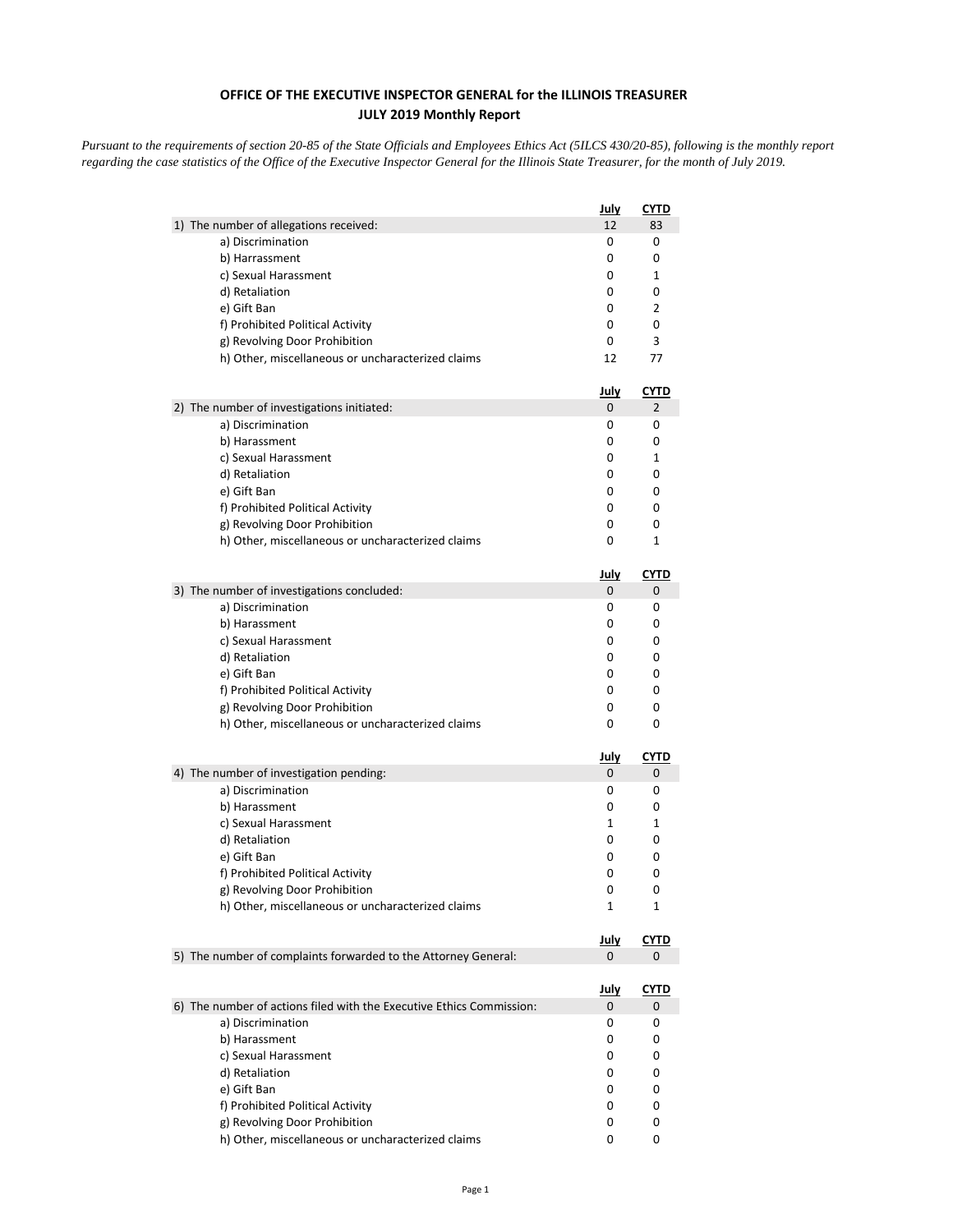**OFFICE OF THE EXECUTIVE INSPECTOR GENERAL for the ILLINOIS TREASURER**
**JULY 2019 Monthly Report**

*Pursuant to the requirements of section 20-85 of the State Officials and Employees Ethics Act (5ILCS 430/20-85), following is the monthly report regarding the case statistics of the Office of the Executive Inspector General for the Illinois State Treasurer, for the month of July 2019.*

| | July | CYTD |
|---|---|---|
| 1) The number of allegations received: | 12 | 83 |
| a) Discrimination | 0 | 0 |
| b) Harrassment | 0 | 0 |
| c) Sexual Harassment | 0 | 1 |
| d) Retaliation | 0 | 0 |
| e) Gift Ban | 0 | 2 |
| f) Prohibited Political Activity | 0 | 0 |
| g) Revolving Door Prohibition | 0 | 3 |
| h) Other, miscellaneous or uncharacterized claims | 12 | 77 |

| | July | CYTD |
|---|---|---|
| 2) The number of investigations initiated: | 0 | 2 |
| a) Discrimination | 0 | 0 |
| b) Harassment | 0 | 0 |
| c) Sexual Harassment | 0 | 1 |
| d) Retaliation | 0 | 0 |
| e) Gift Ban | 0 | 0 |
| f) Prohibited Political Activity | 0 | 0 |
| g) Revolving Door Prohibition | 0 | 0 |
| h) Other, miscellaneous or uncharacterized claims | 0 | 1 |

| | July | CYTD |
|---|---|---|
| 3) The number of investigations concluded: | 0 | 0 |
| a) Discrimination | 0 | 0 |
| b) Harassment | 0 | 0 |
| c) Sexual Harassment | 0 | 0 |
| d) Retaliation | 0 | 0 |
| e) Gift Ban | 0 | 0 |
| f) Prohibited Political Activity | 0 | 0 |
| g) Revolving Door Prohibition | 0 | 0 |
| h) Other, miscellaneous or uncharacterized claims | 0 | 0 |

| | July | CYTD |
|---|---|---|
| 4) The number of investigation pending: | 0 | 0 |
| a) Discrimination | 0 | 0 |
| b) Harassment | 0 | 0 |
| c) Sexual Harassment | 1 | 1 |
| d) Retaliation | 0 | 0 |
| e) Gift Ban | 0 | 0 |
| f) Prohibited Political Activity | 0 | 0 |
| g) Revolving Door Prohibition | 0 | 0 |
| h) Other, miscellaneous or uncharacterized claims | 1 | 1 |

| | July | CYTD |
|---|---|---|
| 5) The number of complaints forwarded to the Attorney General: | 0 | 0 |

| | July | CYTD |
|---|---|---|
| 6) The number of actions filed with the Executive Ethics Commission: | 0 | 0 |
| a) Discrimination | 0 | 0 |
| b) Harassment | 0 | 0 |
| c) Sexual Harassment | 0 | 0 |
| d) Retaliation | 0 | 0 |
| e) Gift Ban | 0 | 0 |
| f) Prohibited Political Activity | 0 | 0 |
| g) Revolving Door Prohibition | 0 | 0 |
| h) Other, miscellaneous or uncharacterized claims | 0 | 0 |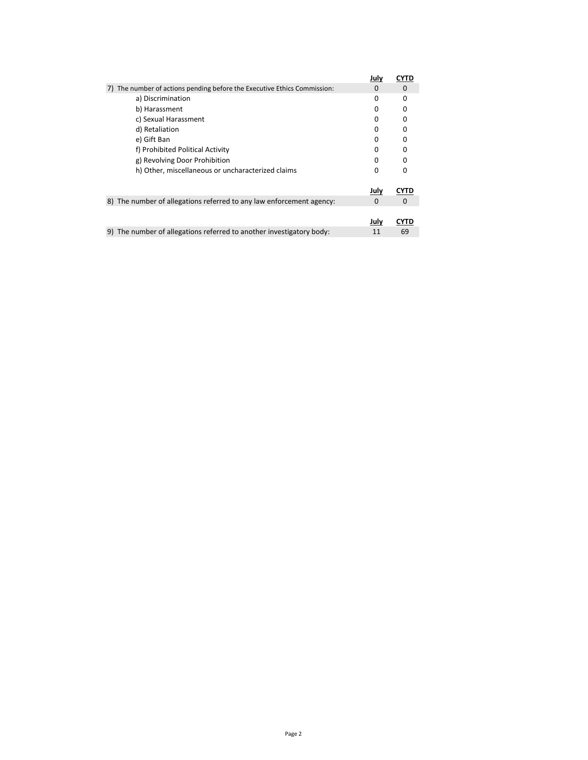| | July | CYTD |
|---|---|---|
| 7) The number of actions pending before the Executive Ethics Commission: | 0 | 0 |
| a) Discrimination | 0 | 0 |
| b) Harassment | 0 | 0 |
| c) Sexual Harassment | 0 | 0 |
| d) Retaliation | 0 | 0 |
| e) Gift Ban | 0 | 0 |
| f) Prohibited Political Activity | 0 | 0 |
| g) Revolving Door Prohibition | 0 | 0 |
| h) Other, miscellaneous or uncharacterized claims | 0 | 0 |

| | July | CYTD |
|---|---|---|
| 8) The number of allegations referred to any law enforcement agency: | 0 | 0 |

| | July | CYTD |
|---|---|---|
| 9) The number of allegations referred to another investigatory body: | 11 | 69 |